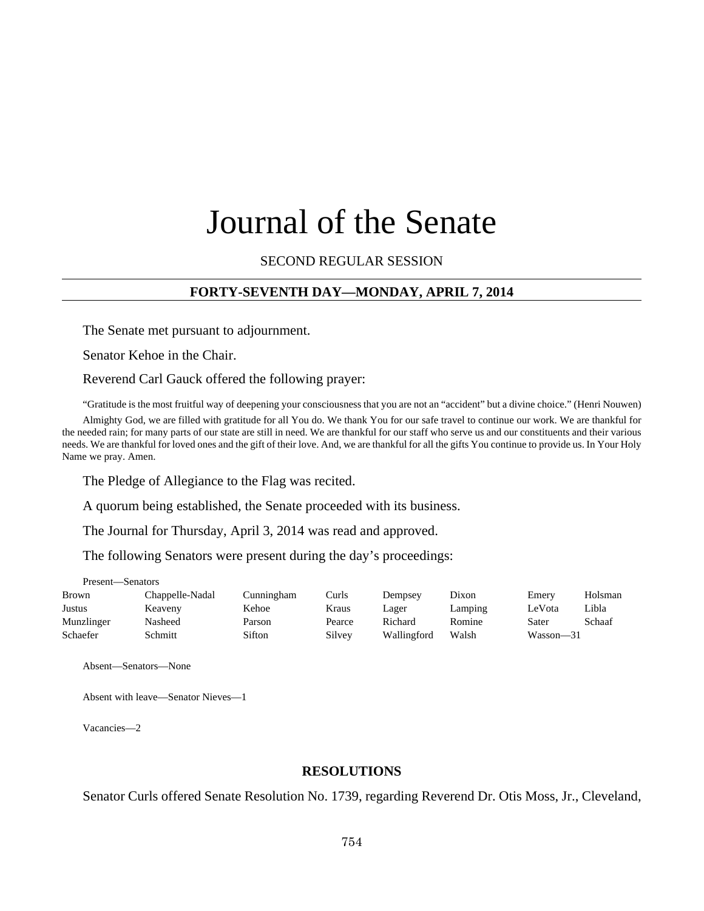# Journal of the Senate

SECOND REGULAR SESSION

**FORTY-SEVENTH DAY—MONDAY, APRIL 7, 2014**

The Senate met pursuant to adjournment.

Senator Kehoe in the Chair.

Reverend Carl Gauck offered the following prayer:

"Gratitude is the most fruitful way of deepening your consciousness that you are not an "accident" but a divine choice." (Henri Nouwen)

Almighty God, we are filled with gratitude for all You do. We thank You for our safe travel to continue our work. We are thankful for the needed rain; for many parts of our state are still in need. We are thankful for our staff who serve us and our constituents and their various needs. We are thankful for loved ones and the gift of their love. And, we are thankful for all the gifts You continue to provide us. In Your Holy Name we pray. Amen.

The Pledge of Allegiance to the Flag was recited.

A quorum being established, the Senate proceeded with its business.

The Journal for Thursday, April 3, 2014 was read and approved.

The following Senators were present during the day's proceedings:

Present—Senators

| | | | | | | | |
|---|---|---|---|---|---|---|---|
| Brown | Chappelle-Nadal | Cunningham | Curls | Dempsey | Dixon | Emery | Holsman |
| Justus | Keaveny | Kehoe | Kraus | Lager | Lamping | LeVota | Libla |
| Munzlinger | Nasheed | Parson | Pearce | Richard | Romine | Sater | Schaaf |
| Schaefer | Schmitt | Sifton | Silvey | Wallingford | Walsh | Wasson—31 | |

Absent—Senators—None

Absent with leave—Senator Nieves—1

Vacancies—2

## RESOLUTIONS

Senator Curls offered Senate Resolution No. 1739, regarding Reverend Dr. Otis Moss, Jr., Cleveland,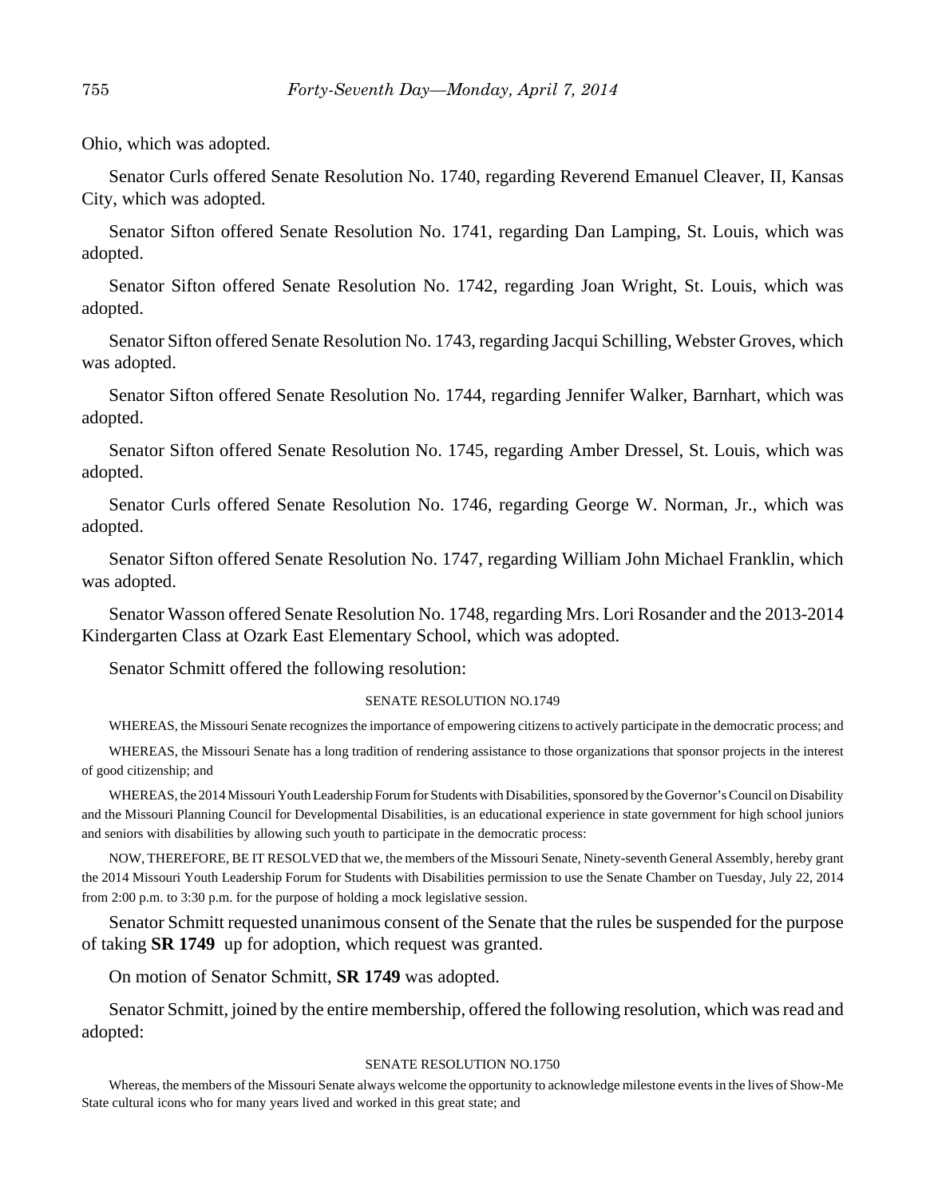Ohio, which was adopted.

Senator Curls offered Senate Resolution No. 1740, regarding Reverend Emanuel Cleaver, II, Kansas City, which was adopted.

Senator Sifton offered Senate Resolution No. 1741, regarding Dan Lamping, St. Louis, which was adopted.

Senator Sifton offered Senate Resolution No. 1742, regarding Joan Wright, St. Louis, which was adopted.

Senator Sifton offered Senate Resolution No. 1743, regarding Jacqui Schilling, Webster Groves, which was adopted.

Senator Sifton offered Senate Resolution No. 1744, regarding Jennifer Walker, Barnhart, which was adopted.

Senator Sifton offered Senate Resolution No. 1745, regarding Amber Dressel, St. Louis, which was adopted.

Senator Curls offered Senate Resolution No. 1746, regarding George W. Norman, Jr., which was adopted.

Senator Sifton offered Senate Resolution No. 1747, regarding William John Michael Franklin, which was adopted.

Senator Wasson offered Senate Resolution No. 1748, regarding Mrs. Lori Rosander and the 2013-2014 Kindergarten Class at Ozark East Elementary School, which was adopted.

Senator Schmitt offered the following resolution:

SENATE RESOLUTION NO.1749

WHEREAS, the Missouri Senate recognizes the importance of empowering citizens to actively participate in the democratic process; and

WHEREAS, the Missouri Senate has a long tradition of rendering assistance to those organizations that sponsor projects in the interest of good citizenship; and

WHEREAS, the 2014 Missouri Youth Leadership Forum for Students with Disabilities, sponsored by the Governor's Council on Disability and the Missouri Planning Council for Developmental Disabilities, is an educational experience in state government for high school juniors and seniors with disabilities by allowing such youth to participate in the democratic process:

NOW, THEREFORE, BE IT RESOLVED that we, the members of the Missouri Senate, Ninety-seventh General Assembly, hereby grant the 2014 Missouri Youth Leadership Forum for Students with Disabilities permission to use the Senate Chamber on Tuesday, July 22, 2014 from 2:00 p.m. to 3:30 p.m. for the purpose of holding a mock legislative session.

Senator Schmitt requested unanimous consent of the Senate that the rules be suspended for the purpose of taking **SR 1749** up for adoption, which request was granted.

On motion of Senator Schmitt, **SR 1749** was adopted.

Senator Schmitt, joined by the entire membership, offered the following resolution, which was read and adopted:

SENATE RESOLUTION NO.1750

Whereas, the members of the Missouri Senate always welcome the opportunity to acknowledge milestone events in the lives of Show-Me State cultural icons who for many years lived and worked in this great state; and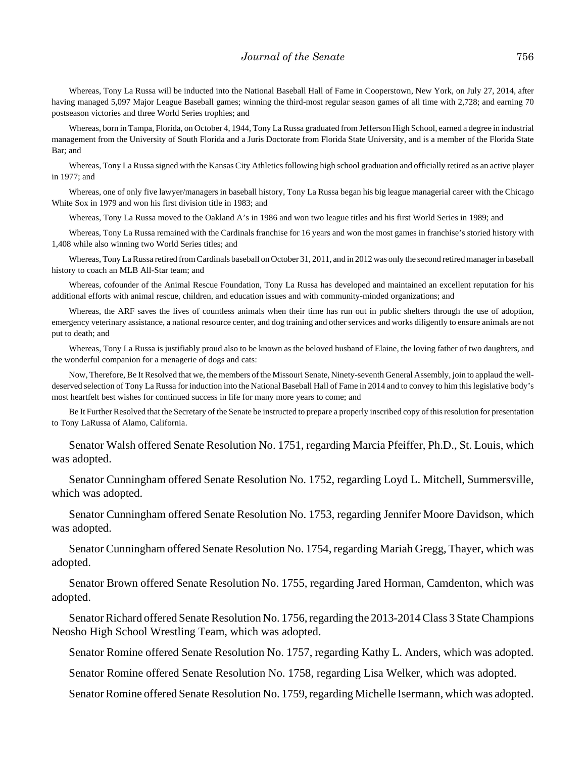Whereas, Tony La Russa will be inducted into the National Baseball Hall of Fame in Cooperstown, New York, on July 27, 2014, after having managed 5,097 Major League Baseball games; winning the third-most regular season games of all time with 2,728; and earning 70 postseason victories and three World Series trophies; and

Whereas, born in Tampa, Florida, on October 4, 1944, Tony La Russa graduated from Jefferson High School, earned a degree in industrial management from the University of South Florida and a Juris Doctorate from Florida State University, and is a member of the Florida State Bar; and

Whereas, Tony La Russa signed with the Kansas City Athletics following high school graduation and officially retired as an active player in 1977; and

Whereas, one of only five lawyer/managers in baseball history, Tony La Russa began his big league managerial career with the Chicago White Sox in 1979 and won his first division title in 1983; and

Whereas, Tony La Russa moved to the Oakland A's in 1986 and won two league titles and his first World Series in 1989; and

Whereas, Tony La Russa remained with the Cardinals franchise for 16 years and won the most games in franchise's storied history with 1,408 while also winning two World Series titles; and

Whereas, Tony La Russa retired from Cardinals baseball on October 31, 2011, and in 2012 was only the second retired manager in baseball history to coach an MLB All-Star team; and

Whereas, cofounder of the Animal Rescue Foundation, Tony La Russa has developed and maintained an excellent reputation for his additional efforts with animal rescue, children, and education issues and with community-minded organizations; and

Whereas, the ARF saves the lives of countless animals when their time has run out in public shelters through the use of adoption, emergency veterinary assistance, a national resource center, and dog training and other services and works diligently to ensure animals are not put to death; and

Whereas, Tony La Russa is justifiably proud also to be known as the beloved husband of Elaine, the loving father of two daughters, and the wonderful companion for a menagerie of dogs and cats:

Now, Therefore, Be It Resolved that we, the members of the Missouri Senate, Ninety-seventh General Assembly, join to applaud the well-deserved selection of Tony La Russa for induction into the National Baseball Hall of Fame in 2014 and to convey to him this legislative body's most heartfelt best wishes for continued success in life for many more years to come; and

Be It Further Resolved that the Secretary of the Senate be instructed to prepare a properly inscribed copy of this resolution for presentation to Tony LaRussa of Alamo, California.

Senator Walsh offered Senate Resolution No. 1751, regarding Marcia Pfeiffer, Ph.D., St. Louis, which was adopted.

Senator Cunningham offered Senate Resolution No. 1752, regarding Loyd L. Mitchell, Summersville, which was adopted.

Senator Cunningham offered Senate Resolution No. 1753, regarding Jennifer Moore Davidson, which was adopted.

Senator Cunningham offered Senate Resolution No. 1754, regarding Mariah Gregg, Thayer, which was adopted.

Senator Brown offered Senate Resolution No. 1755, regarding Jared Horman, Camdenton, which was adopted.

Senator Richard offered Senate Resolution No. 1756, regarding the 2013-2014 Class 3 State Champions Neosho High School Wrestling Team, which was adopted.

Senator Romine offered Senate Resolution No. 1757, regarding Kathy L. Anders, which was adopted.

Senator Romine offered Senate Resolution No. 1758, regarding Lisa Welker, which was adopted.

Senator Romine offered Senate Resolution No. 1759, regarding Michelle Isermann, which was adopted.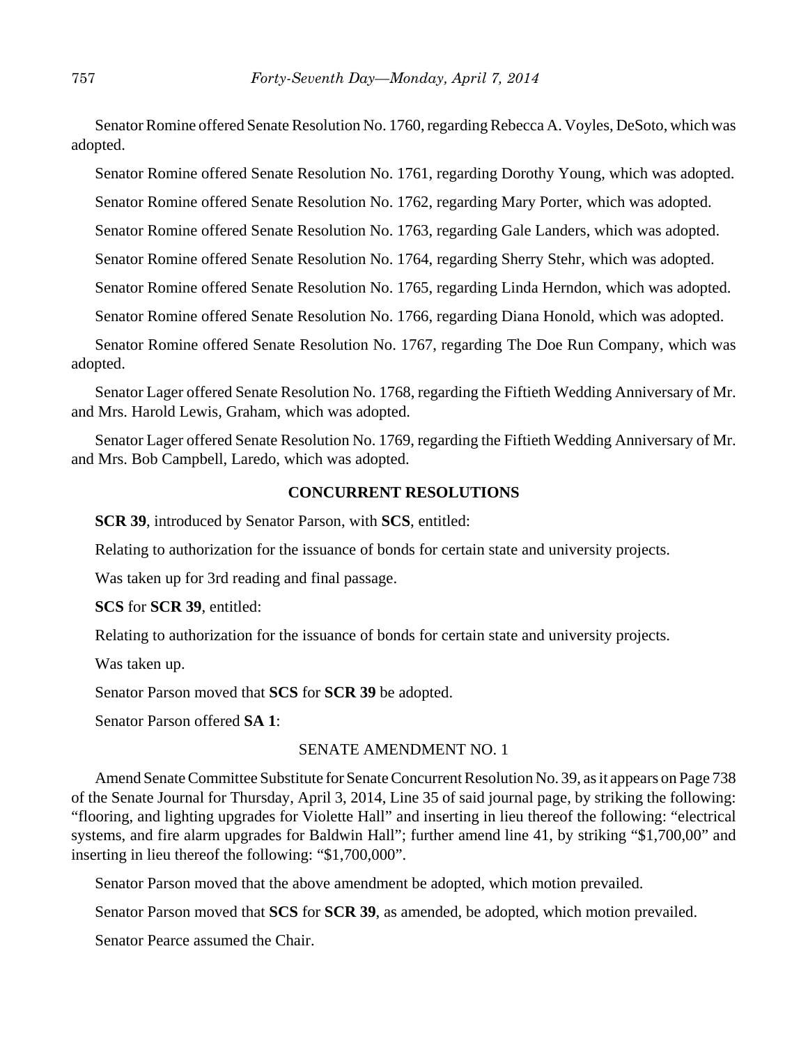Senator Romine offered Senate Resolution No. 1760, regarding Rebecca A. Voyles, DeSoto, which was adopted.

Senator Romine offered Senate Resolution No. 1761, regarding Dorothy Young, which was adopted.

Senator Romine offered Senate Resolution No. 1762, regarding Mary Porter, which was adopted.

Senator Romine offered Senate Resolution No. 1763, regarding Gale Landers, which was adopted.

Senator Romine offered Senate Resolution No. 1764, regarding Sherry Stehr, which was adopted.

Senator Romine offered Senate Resolution No. 1765, regarding Linda Herndon, which was adopted.

Senator Romine offered Senate Resolution No. 1766, regarding Diana Honold, which was adopted.

Senator Romine offered Senate Resolution No. 1767, regarding The Doe Run Company, which was adopted.

Senator Lager offered Senate Resolution No. 1768, regarding the Fiftieth Wedding Anniversary of Mr. and Mrs. Harold Lewis, Graham, which was adopted.

Senator Lager offered Senate Resolution No. 1769, regarding the Fiftieth Wedding Anniversary of Mr. and Mrs. Bob Campbell, Laredo, which was adopted.

## CONCURRENT RESOLUTIONS

**SCR 39**, introduced by Senator Parson, with **SCS**, entitled:

Relating to authorization for the issuance of bonds for certain state and university projects.

Was taken up for 3rd reading and final passage.

**SCS** for **SCR 39**, entitled:

Relating to authorization for the issuance of bonds for certain state and university projects.

Was taken up.

Senator Parson moved that **SCS** for **SCR 39** be adopted.

Senator Parson offered **SA 1**:

SENATE AMENDMENT NO. 1

Amend Senate Committee Substitute for Senate Concurrent Resolution No. 39, as it appears on Page 738 of the Senate Journal for Thursday, April 3, 2014, Line 35 of said journal page, by striking the following: "flooring, and lighting upgrades for Violette Hall" and inserting in lieu thereof the following: "electrical systems, and fire alarm upgrades for Baldwin Hall"; further amend line 41, by striking "$1,700,00" and inserting in lieu thereof the following: "$1,700,000".

Senator Parson moved that the above amendment be adopted, which motion prevailed.

Senator Parson moved that **SCS** for **SCR 39**, as amended, be adopted, which motion prevailed.

Senator Pearce assumed the Chair.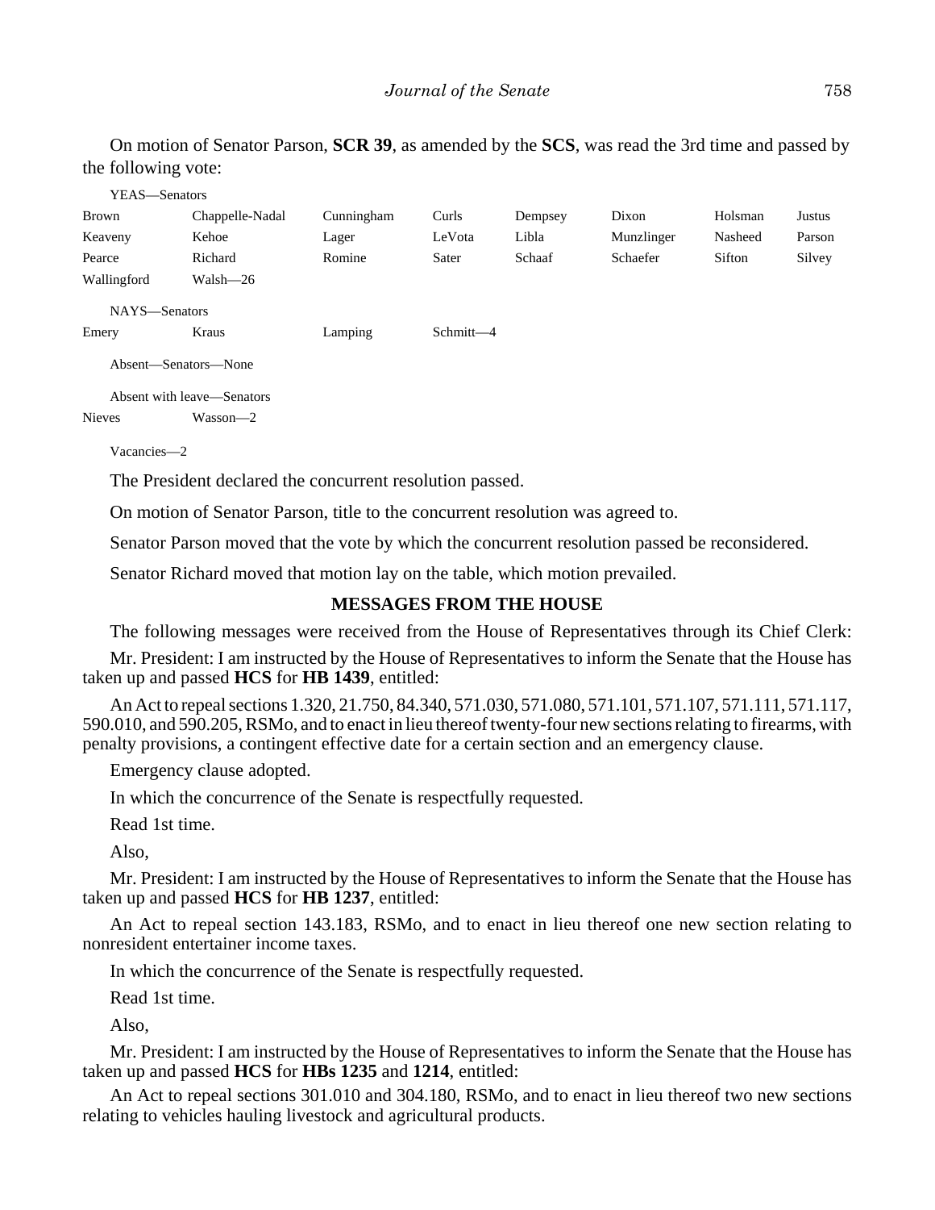On motion of Senator Parson, **SCR 39**, as amended by the **SCS**, was read the 3rd time and passed by the following vote:

YEAS—Senators

| | | | | | | | |
|---|---|---|---|---|---|---|---|
| Brown | Chappelle-Nadal | Cunningham | Curls | Dempsey | Dixon | Holsman | Justus |
| Keaveny | Kehoe | Lager | LeVota | Libla | Munzlinger | Nasheed | Parson |
| Pearce | Richard | Romine | Sater | Schaaf | Schaefer | Sifton | Silvey |
| Wallingford | Walsh—26 | | | | | | |

NAYS—Senators

| | | | |
|---|---|---|---|
| Emery | Kraus | Lamping | Schmitt—4 |

Absent—Senators—None

Absent with leave—Senators

| | |
|---|---|
| Nieves | Wasson—2 |

Vacancies—2

The President declared the concurrent resolution passed.

On motion of Senator Parson, title to the concurrent resolution was agreed to.

Senator Parson moved that the vote by which the concurrent resolution passed be reconsidered.

Senator Richard moved that motion lay on the table, which motion prevailed.

## MESSAGES FROM THE HOUSE

The following messages were received from the House of Representatives through its Chief Clerk:

Mr. President: I am instructed by the House of Representatives to inform the Senate that the House has taken up and passed **HCS** for **HB 1439**, entitled:

An Act to repeal sections 1.320, 21.750, 84.340, 571.030, 571.080, 571.101, 571.107, 571.111, 571.117, 590.010, and 590.205, RSMo, and to enact in lieu thereof twenty-four new sections relating to firearms, with penalty provisions, a contingent effective date for a certain section and an emergency clause.

Emergency clause adopted.

In which the concurrence of the Senate is respectfully requested.

Read 1st time.

Also,

Mr. President: I am instructed by the House of Representatives to inform the Senate that the House has taken up and passed **HCS** for **HB 1237**, entitled:

An Act to repeal section 143.183, RSMo, and to enact in lieu thereof one new section relating to nonresident entertainer income taxes.

In which the concurrence of the Senate is respectfully requested.

Read 1st time.

Also,

Mr. President: I am instructed by the House of Representatives to inform the Senate that the House has taken up and passed **HCS** for **HBs 1235** and **1214**, entitled:

An Act to repeal sections 301.010 and 304.180, RSMo, and to enact in lieu thereof two new sections relating to vehicles hauling livestock and agricultural products.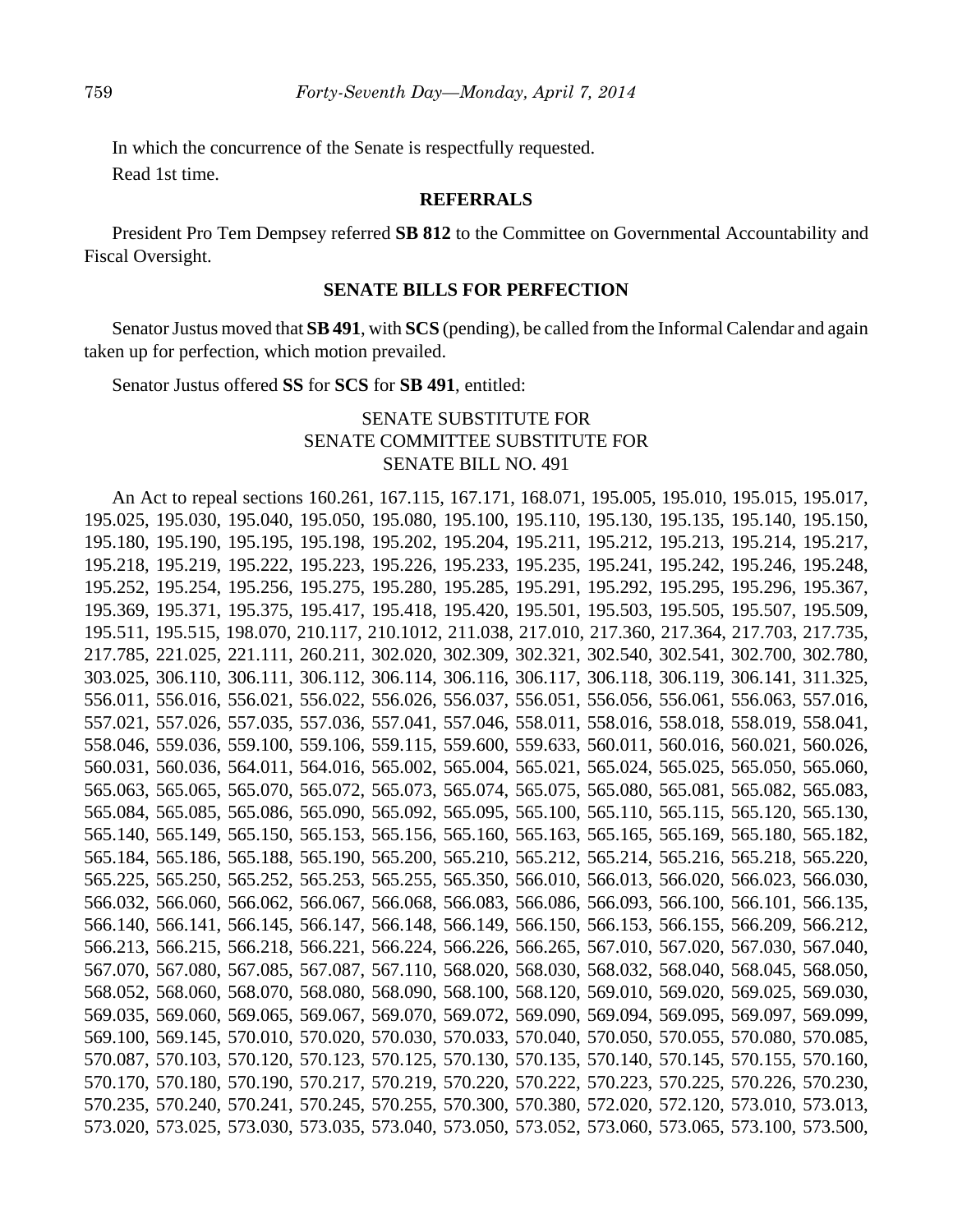In which the concurrence of the Senate is respectfully requested.

Read 1st time.

## REFERRALS

President Pro Tem Dempsey referred **SB 812** to the Committee on Governmental Accountability and Fiscal Oversight.

## SENATE BILLS FOR PERFECTION

Senator Justus moved that **SB 491**, with **SCS** (pending), be called from the Informal Calendar and again taken up for perfection, which motion prevailed.

Senator Justus offered **SS** for **SCS** for **SB 491**, entitled:

SENATE SUBSTITUTE FOR
SENATE COMMITTEE SUBSTITUTE FOR
SENATE BILL NO. 491

An Act to repeal sections 160.261, 167.115, 167.171, 168.071, 195.005, 195.010, 195.015, 195.017, 195.025, 195.030, 195.040, 195.050, 195.080, 195.100, 195.110, 195.130, 195.135, 195.140, 195.150, 195.180, 195.190, 195.195, 195.198, 195.202, 195.204, 195.211, 195.212, 195.213, 195.214, 195.217, 195.218, 195.219, 195.222, 195.223, 195.226, 195.233, 195.235, 195.241, 195.242, 195.246, 195.248, 195.252, 195.254, 195.256, 195.275, 195.280, 195.285, 195.291, 195.292, 195.295, 195.296, 195.367, 195.369, 195.371, 195.375, 195.417, 195.418, 195.420, 195.501, 195.503, 195.505, 195.507, 195.509, 195.511, 195.515, 198.070, 210.117, 210.1012, 211.038, 217.010, 217.360, 217.364, 217.703, 217.735, 217.785, 221.025, 221.111, 260.211, 302.020, 302.309, 302.321, 302.540, 302.541, 302.700, 302.780, 303.025, 306.110, 306.111, 306.112, 306.114, 306.116, 306.117, 306.118, 306.119, 306.141, 311.325, 556.011, 556.016, 556.021, 556.022, 556.026, 556.037, 556.051, 556.056, 556.061, 556.063, 557.016, 557.021, 557.026, 557.035, 557.036, 557.041, 557.046, 558.011, 558.016, 558.018, 558.019, 558.041, 558.046, 559.036, 559.100, 559.106, 559.115, 559.600, 559.633, 560.011, 560.016, 560.021, 560.026, 560.031, 560.036, 564.011, 564.016, 565.002, 565.004, 565.021, 565.024, 565.025, 565.050, 565.060, 565.063, 565.065, 565.070, 565.072, 565.073, 565.074, 565.075, 565.080, 565.081, 565.082, 565.083, 565.084, 565.085, 565.086, 565.090, 565.092, 565.095, 565.100, 565.110, 565.115, 565.120, 565.130, 565.140, 565.149, 565.150, 565.153, 565.156, 565.160, 565.163, 565.165, 565.169, 565.180, 565.182, 565.184, 565.186, 565.188, 565.190, 565.200, 565.210, 565.212, 565.214, 565.216, 565.218, 565.220, 565.225, 565.250, 565.252, 565.253, 565.255, 565.350, 566.010, 566.013, 566.020, 566.023, 566.030, 566.032, 566.060, 566.062, 566.067, 566.068, 566.083, 566.086, 566.093, 566.100, 566.101, 566.135, 566.140, 566.141, 566.145, 566.147, 566.148, 566.149, 566.150, 566.153, 566.155, 566.209, 566.212, 566.213, 566.215, 566.218, 566.221, 566.224, 566.226, 566.265, 567.010, 567.020, 567.030, 567.040, 567.070, 567.080, 567.085, 567.087, 567.110, 568.020, 568.030, 568.032, 568.040, 568.045, 568.050, 568.052, 568.060, 568.070, 568.080, 568.090, 568.100, 568.120, 569.010, 569.020, 569.025, 569.030, 569.035, 569.060, 569.065, 569.067, 569.070, 569.072, 569.090, 569.094, 569.095, 569.097, 569.099, 569.100, 569.145, 570.010, 570.020, 570.030, 570.033, 570.040, 570.050, 570.055, 570.080, 570.085, 570.087, 570.103, 570.120, 570.123, 570.125, 570.130, 570.135, 570.140, 570.145, 570.155, 570.160, 570.170, 570.180, 570.190, 570.217, 570.219, 570.220, 570.222, 570.223, 570.225, 570.226, 570.230, 570.235, 570.240, 570.241, 570.245, 570.255, 570.300, 570.380, 572.020, 572.120, 573.010, 573.013, 573.020, 573.025, 573.030, 573.035, 573.040, 573.050, 573.052, 573.060, 573.065, 573.100, 573.500,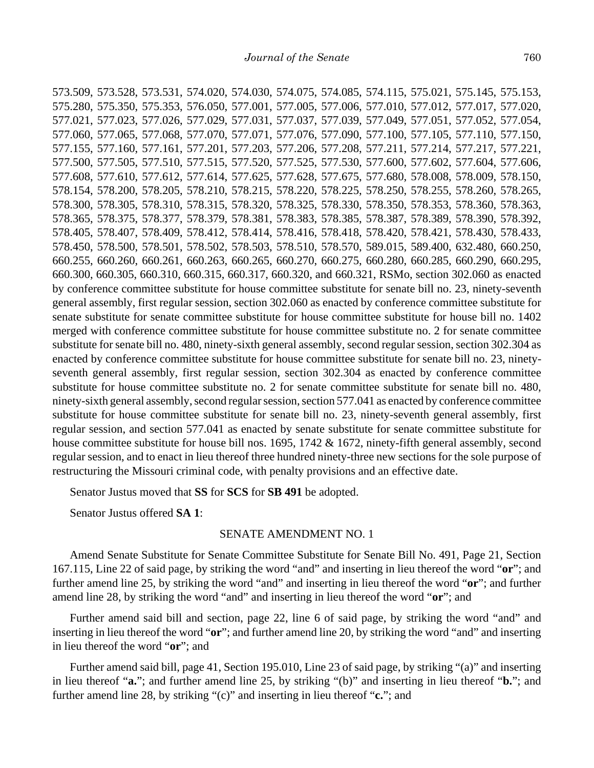573.509, 573.528, 573.531, 574.020, 574.030, 574.075, 574.085, 574.115, 575.021, 575.145, 575.153, 575.280, 575.350, 575.353, 576.050, 577.001, 577.005, 577.006, 577.010, 577.012, 577.017, 577.020, 577.021, 577.023, 577.026, 577.029, 577.031, 577.037, 577.039, 577.049, 577.051, 577.052, 577.054, 577.060, 577.065, 577.068, 577.070, 577.071, 577.076, 577.090, 577.100, 577.105, 577.110, 577.150, 577.155, 577.160, 577.161, 577.201, 577.203, 577.206, 577.208, 577.211, 577.214, 577.217, 577.221, 577.500, 577.505, 577.510, 577.515, 577.520, 577.525, 577.530, 577.600, 577.602, 577.604, 577.606, 577.608, 577.610, 577.612, 577.614, 577.625, 577.628, 577.675, 577.680, 578.008, 578.009, 578.150, 578.154, 578.200, 578.205, 578.210, 578.215, 578.220, 578.225, 578.250, 578.255, 578.260, 578.265, 578.300, 578.305, 578.310, 578.315, 578.320, 578.325, 578.330, 578.350, 578.353, 578.360, 578.363, 578.365, 578.375, 578.377, 578.379, 578.381, 578.383, 578.385, 578.387, 578.389, 578.390, 578.392, 578.405, 578.407, 578.409, 578.412, 578.414, 578.416, 578.418, 578.420, 578.421, 578.430, 578.433, 578.450, 578.500, 578.501, 578.502, 578.503, 578.510, 578.570, 589.015, 589.400, 632.480, 660.250, 660.255, 660.260, 660.261, 660.263, 660.265, 660.270, 660.275, 660.280, 660.285, 660.290, 660.295, 660.300, 660.305, 660.310, 660.315, 660.317, 660.320, and 660.321, RSMo, section 302.060 as enacted by conference committee substitute for house committee substitute for senate bill no. 23, ninety-seventh general assembly, first regular session, section 302.060 as enacted by conference committee substitute for senate substitute for senate committee substitute for house committee substitute for house bill no. 1402 merged with conference committee substitute for house committee substitute no. 2 for senate committee substitute for senate bill no. 480, ninety-sixth general assembly, second regular session, section 302.304 as enacted by conference committee substitute for house committee substitute for senate bill no. 23, ninety-seventh general assembly, first regular session, section 302.304 as enacted by conference committee substitute for house committee substitute no. 2 for senate committee substitute for senate bill no. 480, ninety-sixth general assembly, second regular session, section 577.041 as enacted by conference committee substitute for house committee substitute for senate bill no. 23, ninety-seventh general assembly, first regular session, and section 577.041 as enacted by senate substitute for senate committee substitute for house committee substitute for house bill nos. 1695, 1742 & 1672, ninety-fifth general assembly, second regular session, and to enact in lieu thereof three hundred ninety-three new sections for the sole purpose of restructuring the Missouri criminal code, with penalty provisions and an effective date.

Senator Justus moved that **SS** for **SCS** for **SB 491** be adopted.

Senator Justus offered **SA 1**:

SENATE AMENDMENT NO. 1

Amend Senate Substitute for Senate Committee Substitute for Senate Bill No. 491, Page 21, Section 167.115, Line 22 of said page, by striking the word "and" and inserting in lieu thereof the word "**or**"; and further amend line 25, by striking the word "and" and inserting in lieu thereof the word "**or**"; and further amend line 28, by striking the word "and" and inserting in lieu thereof the word "**or**"; and

Further amend said bill and section, page 22, line 6 of said page, by striking the word "and" and inserting in lieu thereof the word "**or**"; and further amend line 20, by striking the word "and" and inserting in lieu thereof the word "**or**"; and

Further amend said bill, page 41, Section 195.010, Line 23 of said page, by striking "(a)" and inserting in lieu thereof "**a.**"; and further amend line 25, by striking "(b)" and inserting in lieu thereof "**b.**"; and further amend line 28, by striking "(c)" and inserting in lieu thereof "**c.**"; and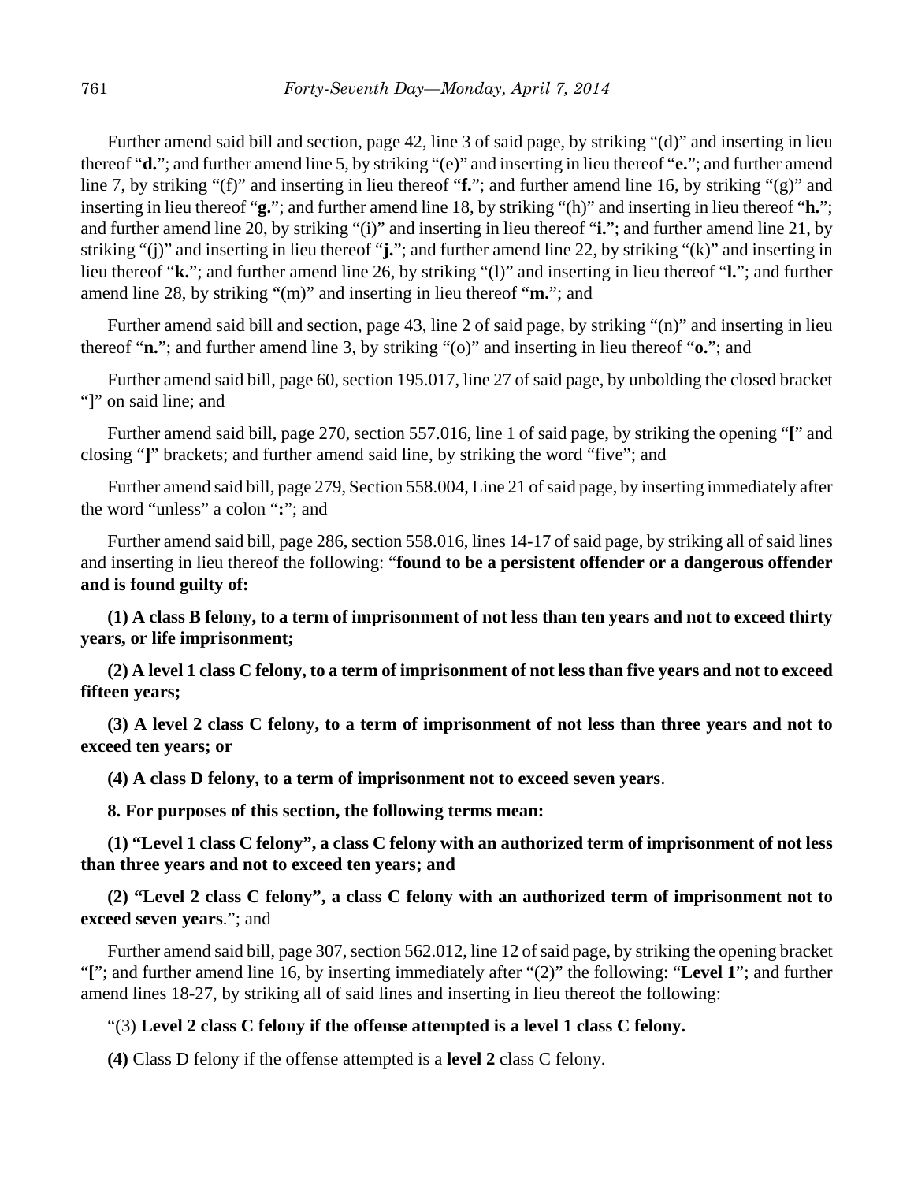Further amend said bill and section, page 42, line 3 of said page, by striking "(d)" and inserting in lieu thereof "**d.**"; and further amend line 5, by striking "(e)" and inserting in lieu thereof "**e.**"; and further amend line 7, by striking "(f)" and inserting in lieu thereof "**f.**"; and further amend line 16, by striking "(g)" and inserting in lieu thereof "**g.**"; and further amend line 18, by striking "(h)" and inserting in lieu thereof "**h.**"; and further amend line 20, by striking "(i)" and inserting in lieu thereof "**i.**"; and further amend line 21, by striking "(j)" and inserting in lieu thereof "**j.**"; and further amend line 22, by striking "(k)" and inserting in lieu thereof "**k.**"; and further amend line 26, by striking "(l)" and inserting in lieu thereof "**l.**"; and further amend line 28, by striking "(m)" and inserting in lieu thereof "**m.**"; and

Further amend said bill and section, page 43, line 2 of said page, by striking "(n)" and inserting in lieu thereof "**n.**"; and further amend line 3, by striking "(o)" and inserting in lieu thereof "**o.**"; and

Further amend said bill, page 60, section 195.017, line 27 of said page, by unbolding the closed bracket "]" on said line; and

Further amend said bill, page 270, section 557.016, line 1 of said page, by striking the opening "**[**" and closing "**]**" brackets; and further amend said line, by striking the word "five"; and

Further amend said bill, page 279, Section 558.004, Line 21 of said page, by inserting immediately after the word "unless" a colon "**:**"; and

Further amend said bill, page 286, section 558.016, lines 14-17 of said page, by striking all of said lines and inserting in lieu thereof the following: "**found to be a persistent offender or a dangerous offender and is found guilty of:**

**(1) A class B felony, to a term of imprisonment of not less than ten years and not to exceed thirty years, or life imprisonment;**

**(2) A level 1 class C felony, to a term of imprisonment of not less than five years and not to exceed fifteen years;**

**(3) A level 2 class C felony, to a term of imprisonment of not less than three years and not to exceed ten years; or**

**(4) A class D felony, to a term of imprisonment not to exceed seven years**.

**8. For purposes of this section, the following terms mean:**

**(1) "Level 1 class C felony", a class C felony with an authorized term of imprisonment of not less than three years and not to exceed ten years; and**

**(2) "Level 2 class C felony", a class C felony with an authorized term of imprisonment not to exceed seven years**."; and

Further amend said bill, page 307, section 562.012, line 12 of said page, by striking the opening bracket "**[**"; and further amend line 16, by inserting immediately after "(2)" the following: "**Level 1**"; and further amend lines 18-27, by striking all of said lines and inserting in lieu thereof the following:

"(3) **Level 2 class C felony if the offense attempted is a level 1 class C felony.**

**(4)** Class D felony if the offense attempted is a **level 2** class C felony.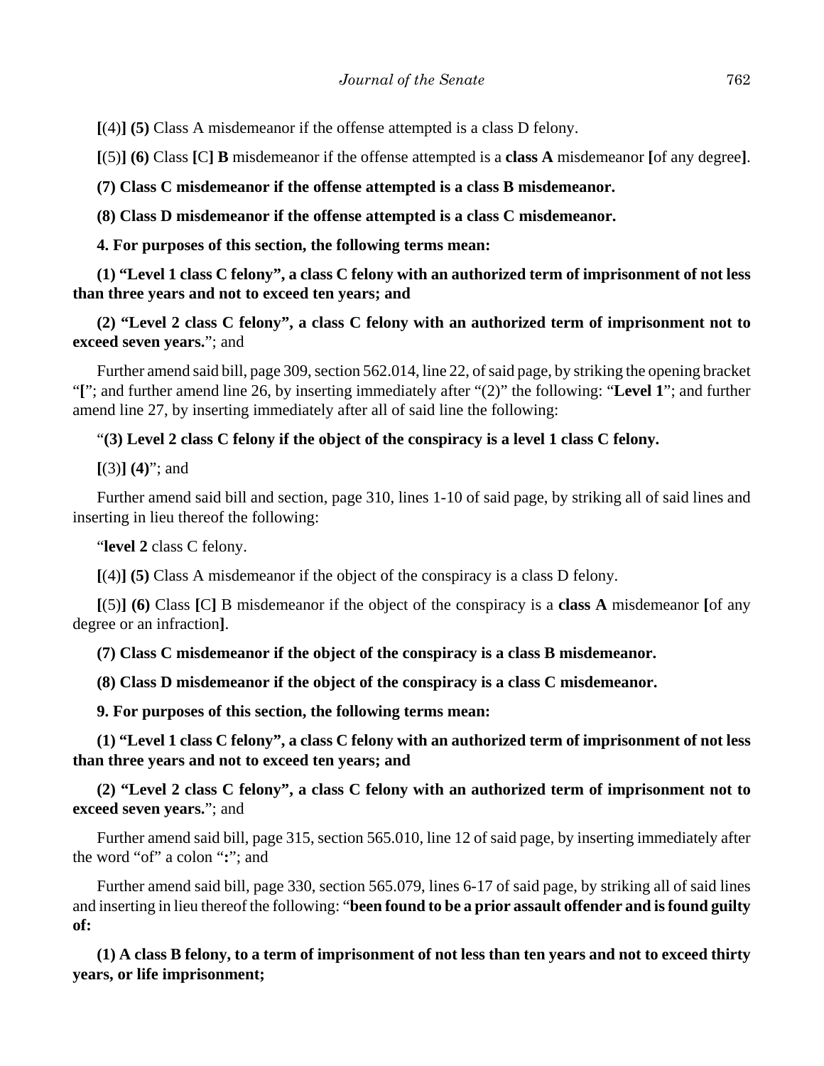**[**(4)**] (5)** Class A misdemeanor if the offense attempted is a class D felony.

**[**(5)**] (6)** Class **[**C**] B** misdemeanor if the offense attempted is a **class A** misdemeanor **[**of any degree**]**.

**(7) Class C misdemeanor if the offense attempted is a class B misdemeanor.**

**(8) Class D misdemeanor if the offense attempted is a class C misdemeanor.**

**4. For purposes of this section, the following terms mean:**

**(1) "Level 1 class C felony", a class C felony with an authorized term of imprisonment of not less than three years and not to exceed ten years; and**

**(2) "Level 2 class C felony", a class C felony with an authorized term of imprisonment not to exceed seven years.**"; and

Further amend said bill, page 309, section 562.014, line 22, of said page, by striking the opening bracket "**[**"; and further amend line 26, by inserting immediately after "(2)" the following: "**Level 1**"; and further amend line 27, by inserting immediately after all of said line the following:

"**(3) Level 2 class C felony if the object of the conspiracy is a level 1 class C felony.**

**[**(3)**] (4)**"; and

Further amend said bill and section, page 310, lines 1-10 of said page, by striking all of said lines and inserting in lieu thereof the following:

"**level 2** class C felony.

**[**(4)**] (5)** Class A misdemeanor if the object of the conspiracy is a class D felony.

**[**(5)**] (6)** Class **[**C**]** B misdemeanor if the object of the conspiracy is a **class A** misdemeanor **[**of any degree or an infraction**]**.

**(7) Class C misdemeanor if the object of the conspiracy is a class B misdemeanor.**

**(8) Class D misdemeanor if the object of the conspiracy is a class C misdemeanor.**

**9. For purposes of this section, the following terms mean:**

**(1) "Level 1 class C felony", a class C felony with an authorized term of imprisonment of not less than three years and not to exceed ten years; and**

**(2) "Level 2 class C felony", a class C felony with an authorized term of imprisonment not to exceed seven years.**"; and

Further amend said bill, page 315, section 565.010, line 12 of said page, by inserting immediately after the word "of" a colon "**:**"; and

Further amend said bill, page 330, section 565.079, lines 6-17 of said page, by striking all of said lines and inserting in lieu thereof the following: "**been found to be a prior assault offender and is found guilty of:**

**(1) A class B felony, to a term of imprisonment of not less than ten years and not to exceed thirty years, or life imprisonment;**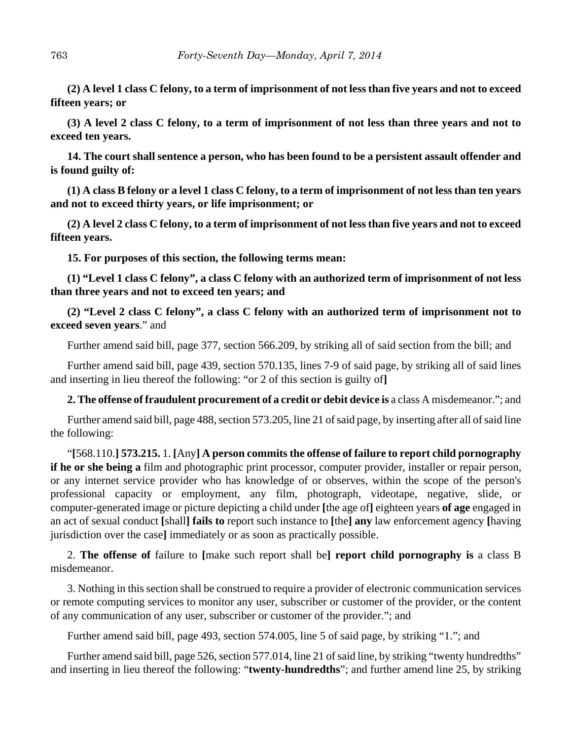**(2) A level 1 class C felony, to a term of imprisonment of not less than five years and not to exceed fifteen years; or**

**(3) A level 2 class C felony, to a term of imprisonment of not less than three years and not to exceed ten years.**

**14. The court shall sentence a person, who has been found to be a persistent assault offender and is found guilty of:**

**(1) A class B felony or a level 1 class C felony, to a term of imprisonment of not less than ten years and not to exceed thirty years, or life imprisonment; or**

**(2) A level 2 class C felony, to a term of imprisonment of not less than five years and not to exceed fifteen years.**

**15. For purposes of this section, the following terms mean:**

**(1) "Level 1 class C felony", a class C felony with an authorized term of imprisonment of not less than three years and not to exceed ten years; and**

**(2) "Level 2 class C felony", a class C felony with an authorized term of imprisonment not to exceed seven years**." and

Further amend said bill, page 377, section 566.209, by striking all of said section from the bill; and

Further amend said bill, page 439, section 570.135, lines 7-9 of said page, by striking all of said lines and inserting in lieu thereof the following: "or 2 of this section is guilty of**]**

**2. The offense of fraudulent procurement of a credit or debit device is** a class A misdemeanor."; and

Further amend said bill, page 488, section 573.205, line 21 of said page, by inserting after all of said line the following:

"**[**568.110.**] 573.215.** 1. **[**Any**] A person commits the offense of failure to report child pornography if he or she being a** film and photographic print processor, computer provider, installer or repair person, or any internet service provider who has knowledge of or observes, within the scope of the person's professional capacity or employment, any film, photograph, videotape, negative, slide, or computer-generated image or picture depicting a child under **[**the age of**]** eighteen years **of age** engaged in an act of sexual conduct **[**shall**] fails to** report such instance to **[**the**] any** law enforcement agency **[**having jurisdiction over the case**]** immediately or as soon as practically possible.

2. **The offense of** failure to **[**make such report shall be**] report child pornography is** a class B misdemeanor.

3. Nothing in this section shall be construed to require a provider of electronic communication services or remote computing services to monitor any user, subscriber or customer of the provider, or the content of any communication of any user, subscriber or customer of the provider."; and

Further amend said bill, page 493, section 574.005, line 5 of said page, by striking "1."; and

Further amend said bill, page 526, section 577.014, line 21 of said line, by striking "twenty hundredths" and inserting in lieu thereof the following: "**twenty-hundredths**"; and further amend line 25, by striking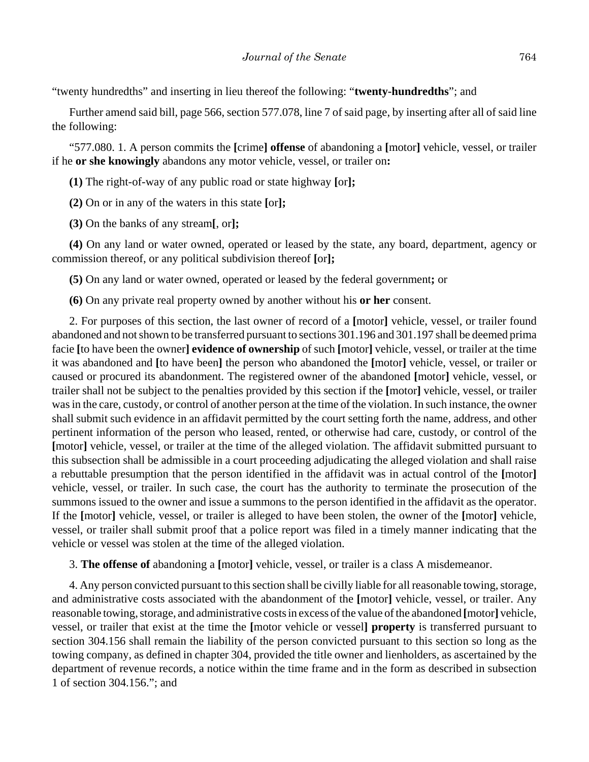"twenty hundredths" and inserting in lieu thereof the following: "**twenty-hundredths**"; and

Further amend said bill, page 566, section 577.078, line 7 of said page, by inserting after all of said line the following:

"577.080. 1. A person commits the **[**crime**]** **offense** of abandoning a **[**motor**]** vehicle, vessel, or trailer if he **or she knowingly** abandons any motor vehicle, vessel, or trailer on**:**

**(1)** The right-of-way of any public road or state highway **[**or**];**

**(2)** On or in any of the waters in this state **[**or**];**

**(3)** On the banks of any stream**[**, or**];**

**(4)** On any land or water owned, operated or leased by the state, any board, department, agency or commission thereof, or any political subdivision thereof **[**or**];**

**(5)** On any land or water owned, operated or leased by the federal government**;** or

**(6)** On any private real property owned by another without his **or her** consent.

2. For purposes of this section, the last owner of record of a **[**motor**]** vehicle, vessel, or trailer found abandoned and not shown to be transferred pursuant to sections 301.196 and 301.197 shall be deemed prima facie **[**to have been the owner**]** **evidence of ownership** of such **[**motor**]** vehicle, vessel, or trailer at the time it was abandoned and **[**to have been**]** the person who abandoned the **[**motor**]** vehicle, vessel, or trailer or caused or procured its abandonment. The registered owner of the abandoned **[**motor**]** vehicle, vessel, or trailer shall not be subject to the penalties provided by this section if the **[**motor**]** vehicle, vessel, or trailer was in the care, custody, or control of another person at the time of the violation. In such instance, the owner shall submit such evidence in an affidavit permitted by the court setting forth the name, address, and other pertinent information of the person who leased, rented, or otherwise had care, custody, or control of the **[**motor**]** vehicle, vessel, or trailer at the time of the alleged violation. The affidavit submitted pursuant to this subsection shall be admissible in a court proceeding adjudicating the alleged violation and shall raise a rebuttable presumption that the person identified in the affidavit was in actual control of the **[**motor**]** vehicle, vessel, or trailer. In such case, the court has the authority to terminate the prosecution of the summons issued to the owner and issue a summons to the person identified in the affidavit as the operator. If the **[**motor**]** vehicle, vessel, or trailer is alleged to have been stolen, the owner of the **[**motor**]** vehicle, vessel, or trailer shall submit proof that a police report was filed in a timely manner indicating that the vehicle or vessel was stolen at the time of the alleged violation.

3. **The offense of** abandoning a **[**motor**]** vehicle, vessel, or trailer is a class A misdemeanor.

4. Any person convicted pursuant to this section shall be civilly liable for all reasonable towing, storage, and administrative costs associated with the abandonment of the **[**motor**]** vehicle, vessel, or trailer. Any reasonable towing, storage, and administrative costs in excess of the value of the abandoned **[**motor**]** vehicle, vessel, or trailer that exist at the time the **[**motor vehicle or vessel**]** **property** is transferred pursuant to section 304.156 shall remain the liability of the person convicted pursuant to this section so long as the towing company, as defined in chapter 304, provided the title owner and lienholders, as ascertained by the department of revenue records, a notice within the time frame and in the form as described in subsection 1 of section 304.156."; and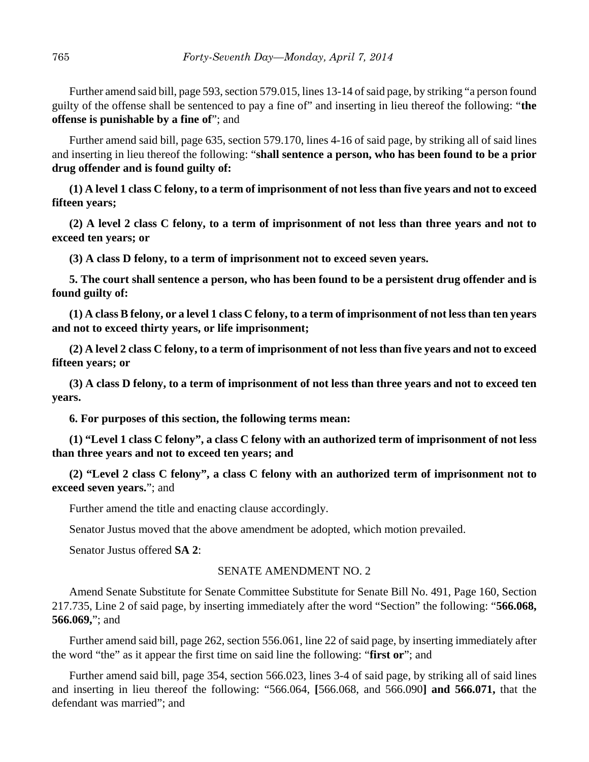Further amend said bill, page 593, section 579.015, lines 13-14 of said page, by striking "a person found guilty of the offense shall be sentenced to pay a fine of" and inserting in lieu thereof the following: "**the offense is punishable by a fine of**"; and

Further amend said bill, page 635, section 579.170, lines 4-16 of said page, by striking all of said lines and inserting in lieu thereof the following: "**shall sentence a person, who has been found to be a prior drug offender and is found guilty of:**

**(1) A level 1 class C felony, to a term of imprisonment of not less than five years and not to exceed fifteen years;**

**(2) A level 2 class C felony, to a term of imprisonment of not less than three years and not to exceed ten years; or**

**(3) A class D felony, to a term of imprisonment not to exceed seven years.**

**5. The court shall sentence a person, who has been found to be a persistent drug offender and is found guilty of:**

**(1) A class B felony, or a level 1 class C felony, to a term of imprisonment of not less than ten years and not to exceed thirty years, or life imprisonment;**

**(2) A level 2 class C felony, to a term of imprisonment of not less than five years and not to exceed fifteen years; or**

**(3) A class D felony, to a term of imprisonment of not less than three years and not to exceed ten years.**

**6. For purposes of this section, the following terms mean:**

**(1) "Level 1 class C felony", a class C felony with an authorized term of imprisonment of not less than three years and not to exceed ten years; and**

**(2) "Level 2 class C felony", a class C felony with an authorized term of imprisonment not to exceed seven years.**"; and

Further amend the title and enacting clause accordingly.

Senator Justus moved that the above amendment be adopted, which motion prevailed.

Senator Justus offered **SA 2**:

SENATE AMENDMENT NO. 2

Amend Senate Substitute for Senate Committee Substitute for Senate Bill No. 491, Page 160, Section 217.735, Line 2 of said page, by inserting immediately after the word "Section" the following: "**566.068, 566.069,**"; and

Further amend said bill, page 262, section 556.061, line 22 of said page, by inserting immediately after the word "the" as it appear the first time on said line the following: "**first or**"; and

Further amend said bill, page 354, section 566.023, lines 3-4 of said page, by striking all of said lines and inserting in lieu thereof the following: "566.064, **[**566.068, and 566.090**] and 566.071,** that the defendant was married"; and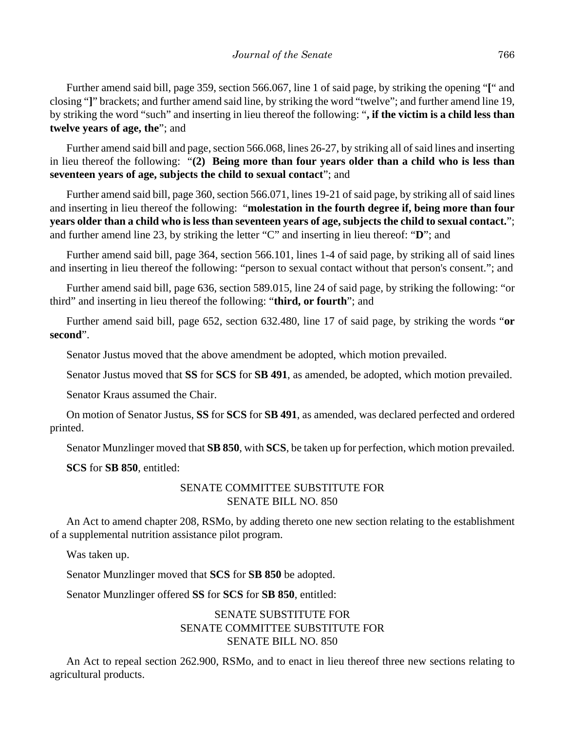Further amend said bill, page 359, section 566.067, line 1 of said page, by striking the opening "**[**" and closing "**]**" brackets; and further amend said line, by striking the word "twelve"; and further amend line 19, by striking the word "such" and inserting in lieu thereof the following: "**, if the victim is a child less than twelve years of age, the**"; and

Further amend said bill and page, section 566.068, lines 26-27, by striking all of said lines and inserting in lieu thereof the following: "**(2) Being more than four years older than a child who is less than seventeen years of age, subjects the child to sexual contact**"; and

Further amend said bill, page 360, section 566.071, lines 19-21 of said page, by striking all of said lines and inserting in lieu thereof the following: "**molestation in the fourth degree if, being more than four years older than a child who is less than seventeen years of age, subjects the child to sexual contact.**"; and further amend line 23, by striking the letter "C" and inserting in lieu thereof: "**D**"; and

Further amend said bill, page 364, section 566.101, lines 1-4 of said page, by striking all of said lines and inserting in lieu thereof the following: "person to sexual contact without that person's consent."; and

Further amend said bill, page 636, section 589.015, line 24 of said page, by striking the following: "or third" and inserting in lieu thereof the following: "**third, or fourth**"; and

Further amend said bill, page 652, section 632.480, line 17 of said page, by striking the words "**or second**".

Senator Justus moved that the above amendment be adopted, which motion prevailed.

Senator Justus moved that **SS** for **SCS** for **SB 491**, as amended, be adopted, which motion prevailed.

Senator Kraus assumed the Chair.

On motion of Senator Justus, **SS** for **SCS** for **SB 491**, as amended, was declared perfected and ordered printed.

Senator Munzlinger moved that **SB 850**, with **SCS**, be taken up for perfection, which motion prevailed.

**SCS** for **SB 850**, entitled:

SENATE COMMITTEE SUBSTITUTE FOR
SENATE BILL NO. 850

An Act to amend chapter 208, RSMo, by adding thereto one new section relating to the establishment of a supplemental nutrition assistance pilot program.

Was taken up.

Senator Munzlinger moved that **SCS** for **SB 850** be adopted.

Senator Munzlinger offered **SS** for **SCS** for **SB 850**, entitled:

SENATE SUBSTITUTE FOR
SENATE COMMITTEE SUBSTITUTE FOR
SENATE BILL NO. 850

An Act to repeal section 262.900, RSMo, and to enact in lieu thereof three new sections relating to agricultural products.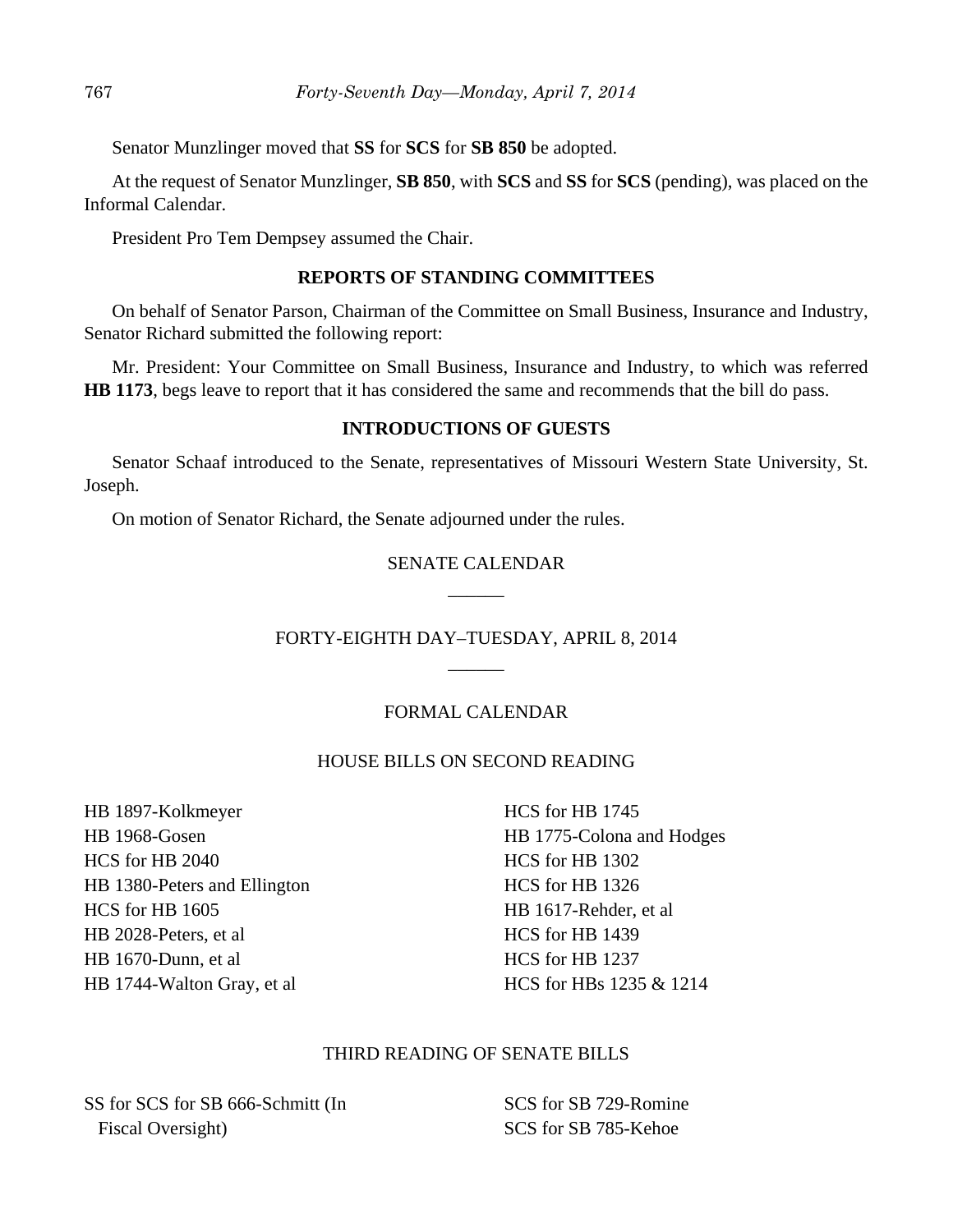Senator Munzlinger moved that **SS** for **SCS** for **SB 850** be adopted.

At the request of Senator Munzlinger, **SB 850**, with **SCS** and **SS** for **SCS** (pending), was placed on the Informal Calendar.

President Pro Tem Dempsey assumed the Chair.

## REPORTS OF STANDING COMMITTEES

On behalf of Senator Parson, Chairman of the Committee on Small Business, Insurance and Industry, Senator Richard submitted the following report:

Mr. President: Your Committee on Small Business, Insurance and Industry, to which was referred **HB 1173**, begs leave to report that it has considered the same and recommends that the bill do pass.

## INTRODUCTIONS OF GUESTS

Senator Schaaf introduced to the Senate, representatives of Missouri Western State University, St. Joseph.

On motion of Senator Richard, the Senate adjourned under the rules.

## SENATE CALENDAR

______

## FORTY-EIGHTH DAY–TUESDAY, APRIL 8, 2014

______

## FORMAL CALENDAR

### HOUSE BILLS ON SECOND READING

HB 1897-Kolkmeyer
HB 1968-Gosen
HCS for HB 2040
HB 1380-Peters and Ellington
HCS for HB 1605
HB 2028-Peters, et al
HB 1670-Dunn, et al
HB 1744-Walton Gray, et al
HCS for HB 1745
HB 1775-Colona and Hodges
HCS for HB 1302
HCS for HB 1326
HB 1617-Rehder, et al
HCS for HB 1439
HCS for HB 1237
HCS for HBs 1235 & 1214

### THIRD READING OF SENATE BILLS

SS for SCS for SB 666-Schmitt (In Fiscal Oversight)
SCS for SB 729-Romine
SCS for SB 785-Kehoe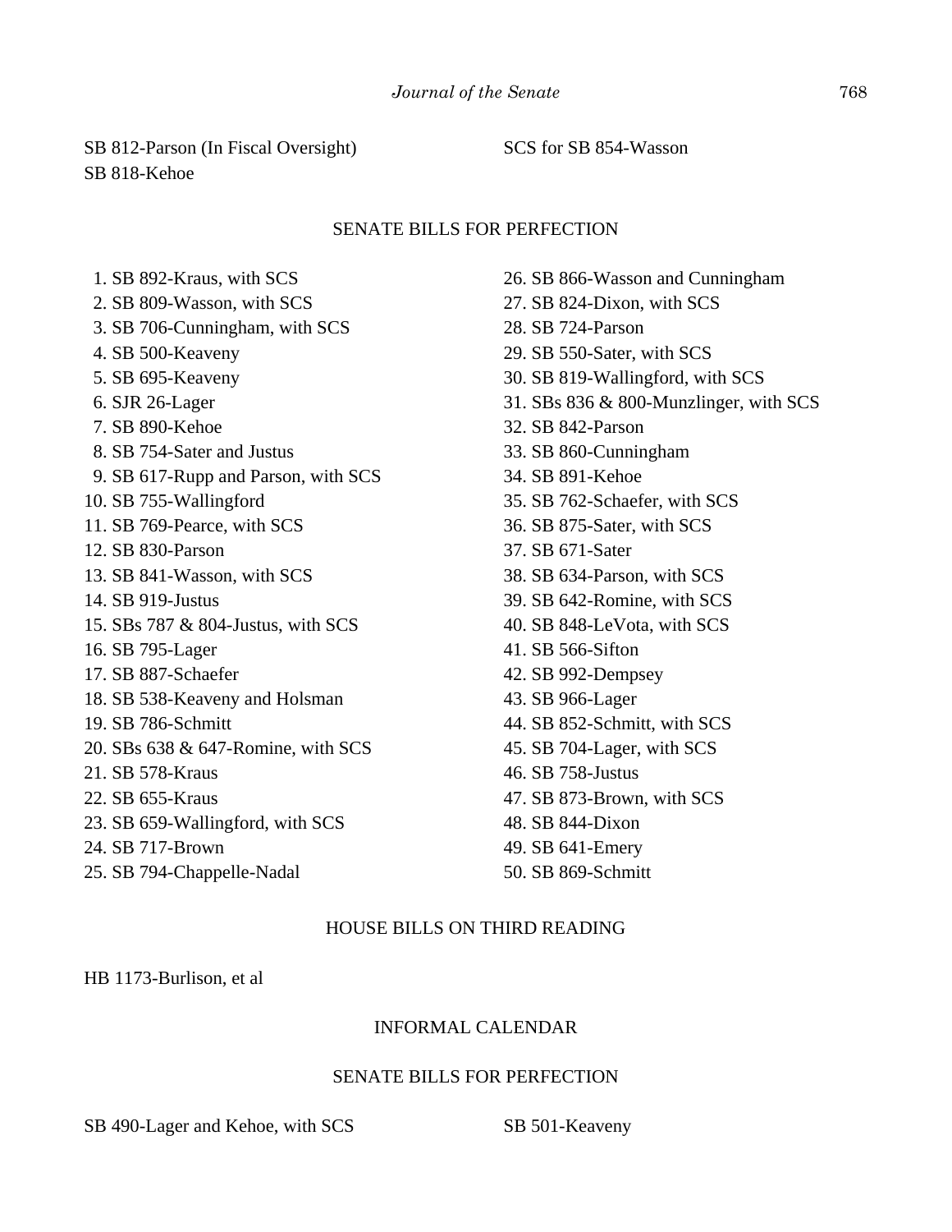SB 812-Parson (In Fiscal Oversight)
SB 818-Kehoe
SCS for SB 854-Wasson

SENATE BILLS FOR PERFECTION

1. SB 892-Kraus, with SCS
2. SB 809-Wasson, with SCS
3. SB 706-Cunningham, with SCS
4. SB 500-Keaveny
5. SB 695-Keaveny
6. SJR 26-Lager
7. SB 890-Kehoe
8. SB 754-Sater and Justus
9. SB 617-Rupp and Parson, with SCS
10. SB 755-Wallingford
11. SB 769-Pearce, with SCS
12. SB 830-Parson
13. SB 841-Wasson, with SCS
14. SB 919-Justus
15. SBs 787 & 804-Justus, with SCS
16. SB 795-Lager
17. SB 887-Schaefer
18. SB 538-Keaveny and Holsman
19. SB 786-Schmitt
20. SBs 638 & 647-Romine, with SCS
21. SB 578-Kraus
22. SB 655-Kraus
23. SB 659-Wallingford, with SCS
24. SB 717-Brown
25. SB 794-Chappelle-Nadal
26. SB 866-Wasson and Cunningham
27. SB 824-Dixon, with SCS
28. SB 724-Parson
29. SB 550-Sater, with SCS
30. SB 819-Wallingford, with SCS
31. SBs 836 & 800-Munzlinger, with SCS
32. SB 842-Parson
33. SB 860-Cunningham
34. SB 891-Kehoe
35. SB 762-Schaefer, with SCS
36. SB 875-Sater, with SCS
37. SB 671-Sater
38. SB 634-Parson, with SCS
39. SB 642-Romine, with SCS
40. SB 848-LeVota, with SCS
41. SB 566-Sifton
42. SB 992-Dempsey
43. SB 966-Lager
44. SB 852-Schmitt, with SCS
45. SB 704-Lager, with SCS
46. SB 758-Justus
47. SB 873-Brown, with SCS
48. SB 844-Dixon
49. SB 641-Emery
50. SB 869-Schmitt

HOUSE BILLS ON THIRD READING

HB 1173-Burlison, et al

INFORMAL CALENDAR

SENATE BILLS FOR PERFECTION

SB 490-Lager and Kehoe, with SCS
SB 501-Keaveny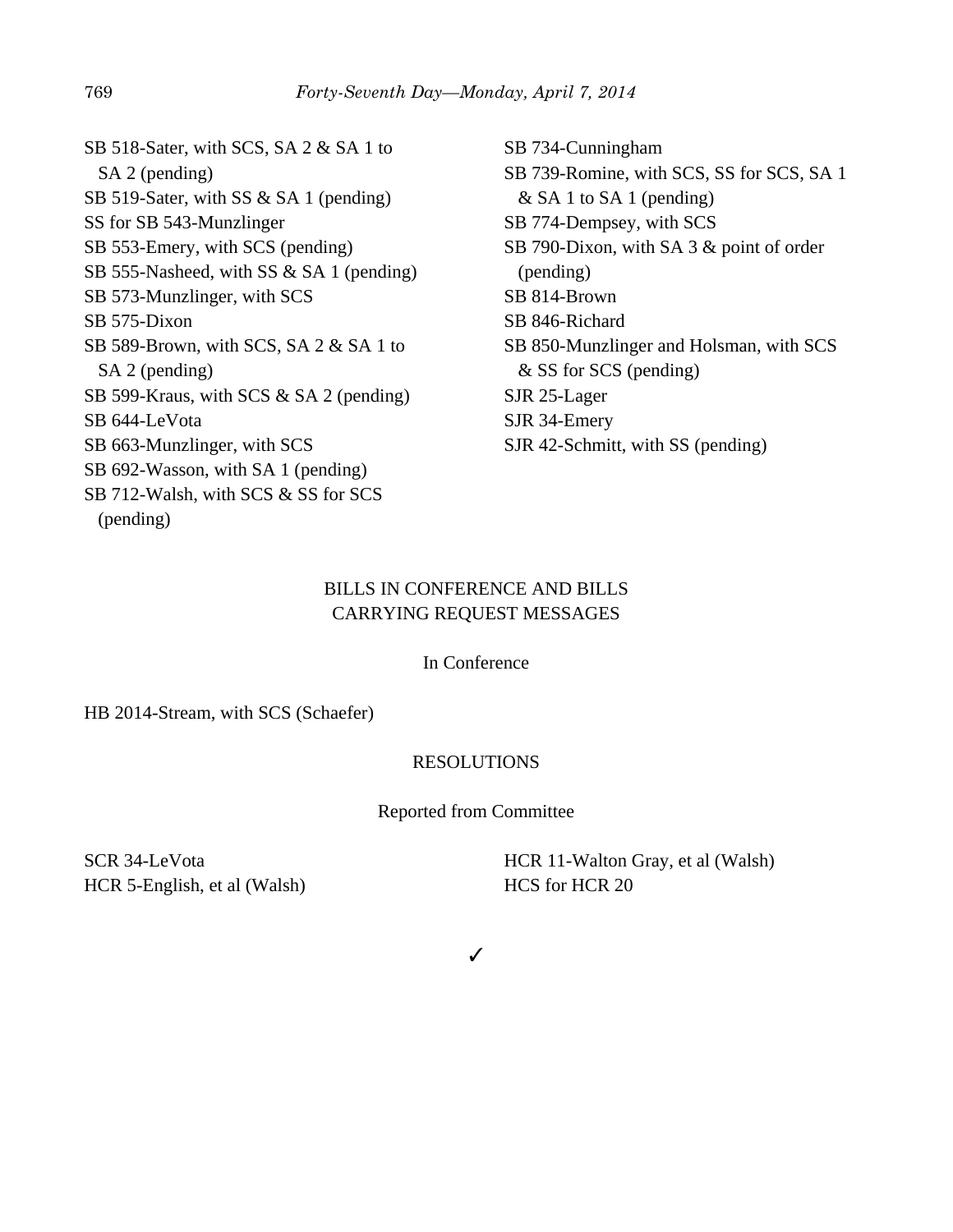SB 518-Sater, with SCS, SA 2 & SA 1 to SA 2 (pending)
SB 519-Sater, with SS & SA 1 (pending)
SS for SB 543-Munzlinger
SB 553-Emery, with SCS (pending)
SB 555-Nasheed, with SS & SA 1 (pending)
SB 573-Munzlinger, with SCS
SB 575-Dixon
SB 589-Brown, with SCS, SA 2 & SA 1 to SA 2 (pending)
SB 599-Kraus, with SCS & SA 2 (pending)
SB 644-LeVota
SB 663-Munzlinger, with SCS
SB 692-Wasson, with SA 1 (pending)
SB 712-Walsh, with SCS & SS for SCS (pending)
SB 734-Cunningham
SB 739-Romine, with SCS, SS for SCS, SA 1 & SA 1 to SA 1 (pending)
SB 774-Dempsey, with SCS
SB 790-Dixon, with SA 3 & point of order (pending)
SB 814-Brown
SB 846-Richard
SB 850-Munzlinger and Holsman, with SCS & SS for SCS (pending)
SJR 25-Lager
SJR 34-Emery
SJR 42-Schmitt, with SS (pending)

## BILLS IN CONFERENCE AND BILLS CARRYING REQUEST MESSAGES

### In Conference

HB 2014-Stream, with SCS (Schaefer)

## RESOLUTIONS

### Reported from Committee

SCR 34-LeVota
HCR 5-English, et al (Walsh)
HCR 11-Walton Gray, et al (Walsh)
HCS for HCR 20

✓